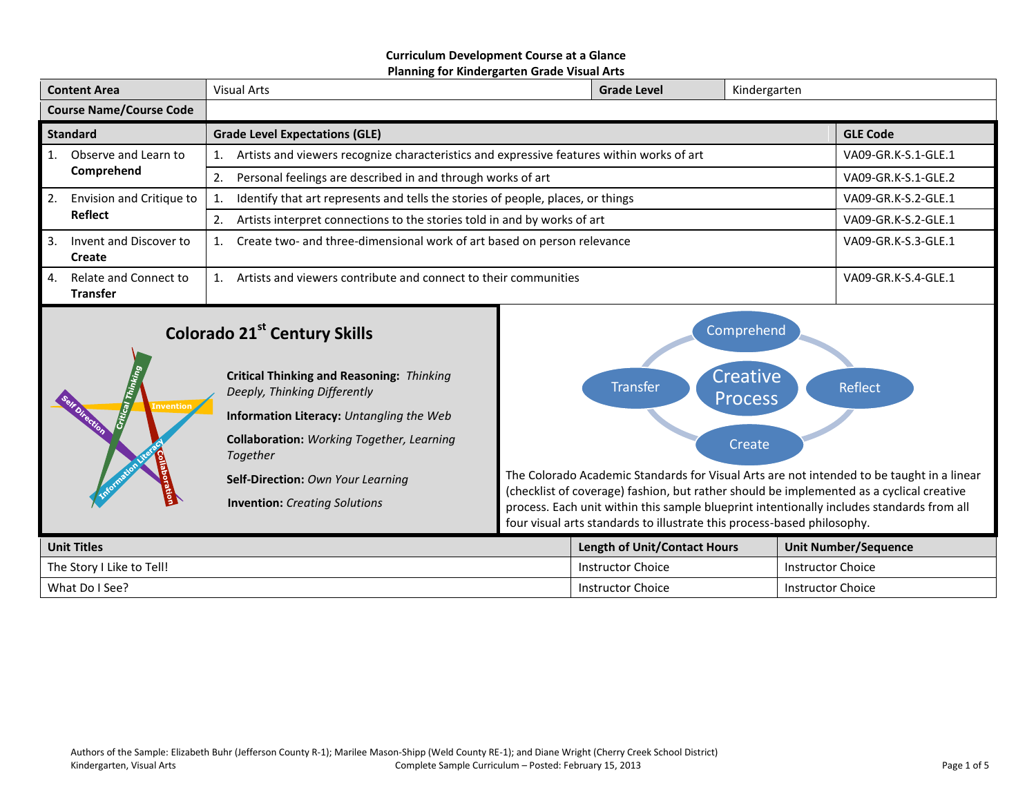**Curriculum Development Course at a Glance**
**Planning for Kindergarten Grade Visual Arts**

| Content Area | Visual Arts | Grade Level | Kindergarten |
|---|---|---|---|
| Course Name/Course Code | | | |

| Standard | Grade Level Expectations (GLE) | GLE Code |
|---|---|---|
| 1. Observe and Learn to **Comprehend** | 1. Artists and viewers recognize characteristics and expressive features within works of art | VA09-GR.K-S.1-GLE.1 |
| | 2. Personal feelings are described in and through works of art | VA09-GR.K-S.1-GLE.2 |
| 2. Envision and Critique to **Reflect** | 1. Identify that art represents and tells the stories of people, places, or things | VA09-GR.K-S.2-GLE.1 |
| | 2. Artists interpret connections to the stories told in and by works of art | VA09-GR.K-S.2-GLE.1 |
| 3. Invent and Discover to **Create** | 1. Create two- and three-dimensional work of art based on person relevance | VA09-GR.K-S.3-GLE.1 |
| 4. Relate and Connect to **Transfer** | 1. Artists and viewers contribute and connect to their communities | VA09-GR.K-S.4-GLE.1 |

## Colorado 21st Century Skills

**Critical Thinking and Reasoning:** *Thinking Deeply, Thinking Differently*

**Information Literacy:** *Untangling the Web*

**Collaboration:** *Working Together, Learning Together*

**Self-Direction:** *Own Your Learning*

**Invention:** *Creating Solutions*

Creative Process: Comprehend, Reflect, Create, Transfer

The Colorado Academic Standards for Visual Arts are not intended to be taught in a linear (checklist of coverage) fashion, but rather should be implemented as a cyclical creative process. Each unit within this sample blueprint intentionally includes standards from all four visual arts standards to illustrate this process-based philosophy.

| Unit Titles | Length of Unit/Contact Hours | Unit Number/Sequence |
|---|---|---|
| The Story I Like to Tell! | Instructor Choice | Instructor Choice |
| What Do I See? | Instructor Choice | Instructor Choice |

Authors of the Sample: Elizabeth Buhr (Jefferson County R-1); Marilee Mason-Shipp (Weld County RE-1); and Diane Wright (Cherry Creek School District)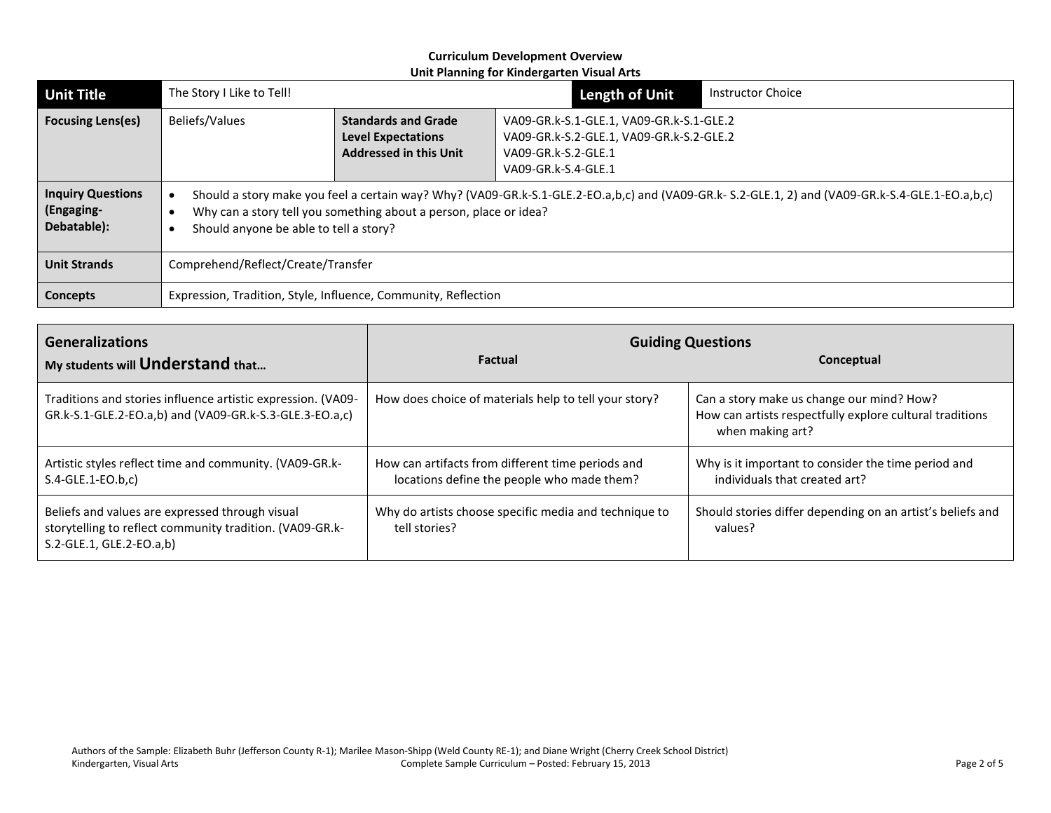**Curriculum Development Overview**
**Unit Planning for Kindergarten Visual Arts**

| **Unit Title** | The Story I Like to Tell! | | | **Length of Unit** | Instructor Choice |
|---|---|---|---|---|---|
| **Focusing Lens(es)** | Beliefs/Values | **Standards and Grade Level Expectations Addressed in this Unit** | VA09-GR.k-S.1-GLE.1, VA09-GR.k-S.1-GLE.2<br>VA09-GR.k-S.2-GLE.1, VA09-GR.k-S.2-GLE.2<br>VA09-GR.k-S.2-GLE.1<br>VA09-GR.k-S.4-GLE.1 | | |
| **Inquiry Questions (Engaging-Debatable):** | • Should a story make you feel a certain way? Why? (VA09-GR.k-S.1-GLE.2-EO.a,b,c) and (VA09-GR.k- S.2-GLE.1, 2) and (VA09-GR.k-S.4-GLE.1-EO.a,b,c)<br>• Why can a story tell you something about a person, place or idea?<br>• Should anyone be able to tell a story? | | | | |
| **Unit Strands** | Comprehend/Reflect/Create/Transfer | | | | |
| **Concepts** | Expression, Tradition, Style, Influence, Community, Reflection | | | | |

| **Generalizations**<br>**My students will Understand that…** | **Guiding Questions**<br>**Factual** | **Conceptual** |
|---|---|---|
| Traditions and stories influence artistic expression. (VA09-GR.k-S.1-GLE.2-EO.a,b) and (VA09-GR.k-S.3-GLE.3-EO.a,c) | How does choice of materials help to tell your story? | Can a story make us change our mind? How?<br>How can artists respectfully explore cultural traditions when making art? |
| Artistic styles reflect time and community. (VA09-GR.k-S.4-GLE.1-EO.b,c) | How can artifacts from different time periods and locations define the people who made them? | Why is it important to consider the time period and individuals that created art? |
| Beliefs and values are expressed through visual storytelling to reflect community tradition. (VA09-GR.k-S.2-GLE.1, GLE.2-EO.a,b) | Why do artists choose specific media and technique to tell stories? | Should stories differ depending on an artist's beliefs and values? |

Authors of the Sample: Elizabeth Buhr (Jefferson County R-1); Marilee Mason-Shipp (Weld County RE-1); and Diane Wright (Cherry Creek School District)
Kindergarten, Visual Arts — Complete Sample Curriculum – Posted: February 15, 2013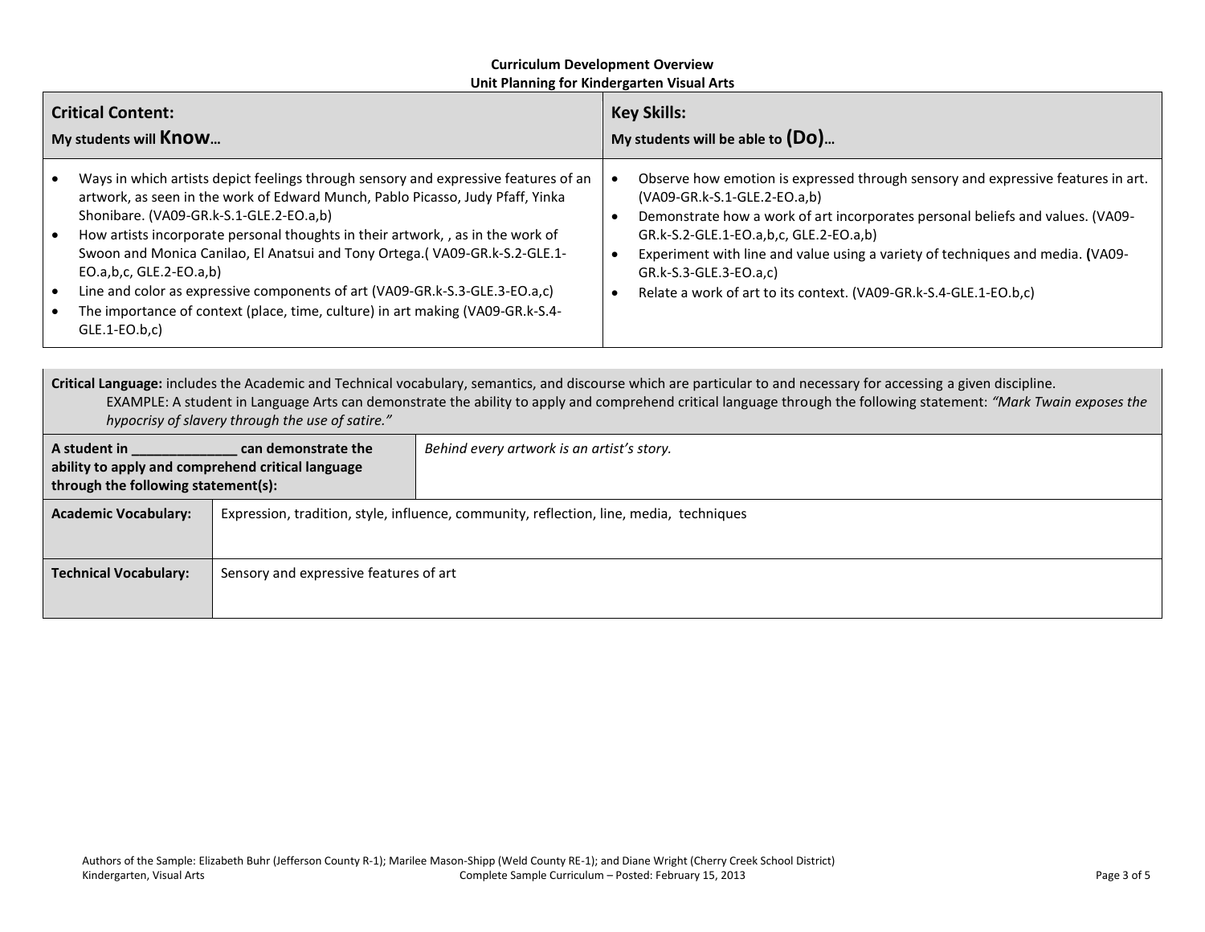**Curriculum Development Overview**
**Unit Planning for Kindergarten Visual Arts**

| **Critical Content:** My students will **Know**… | **Key Skills:** My students will be able to **(Do)**… |
| --- | --- |
| • Ways in which artists depict feelings through sensory and expressive features of an artwork, as seen in the work of Edward Munch, Pablo Picasso, Judy Pfaff, Yinka Shonibare. (VA09-GR.k-S.1-GLE.2-EO.a,b)<br>• How artists incorporate personal thoughts in their artwork, , as in the work of Swoon and Monica Canilao, El Anatsui and Tony Ortega.( VA09-GR.k-S.2-GLE.1-EO.a,b,c, GLE.2-EO.a,b)<br>• Line and color as expressive components of art (VA09-GR.k-S.3-GLE.3-EO.a,c)<br>• The importance of context (place, time, culture) in art making (VA09-GR.k-S.4-GLE.1-EO.b,c) | • Observe how emotion is expressed through sensory and expressive features in art. (VA09-GR.k-S.1-GLE.2-EO.a,b)<br>• Demonstrate how a work of art incorporates personal beliefs and values. (VA09-GR.k-S.2-GLE.1-EO.a,b,c, GLE.2-EO.a,b)<br>• Experiment with line and value using a variety of techniques and media. **(**VA09-GR.k-S.3-GLE.3-EO.a,c)<br>• Relate a work of art to its context. (VA09-GR.k-S.4-GLE.1-EO.b,c) |

**Critical Language:** includes the Academic and Technical vocabulary, semantics, and discourse which are particular to and necessary for accessing a given discipline.
EXAMPLE: A student in Language Arts can demonstrate the ability to apply and comprehend critical language through the following statement: *"Mark Twain exposes the hypocrisy of slavery through the use of satire."*

| **A student in ______________ can demonstrate the ability to apply and comprehend critical language through the following statement(s):** | *Behind every artwork is an artist's story.* |
| --- | --- |
| **Academic Vocabulary:** | Expression, tradition, style, influence, community, reflection, line, media, techniques |
| **Technical Vocabulary:** | Sensory and expressive features of art |

Authors of the Sample: Elizabeth Buhr (Jefferson County R-1); Marilee Mason-Shipp (Weld County RE-1); and Diane Wright (Cherry Creek School District)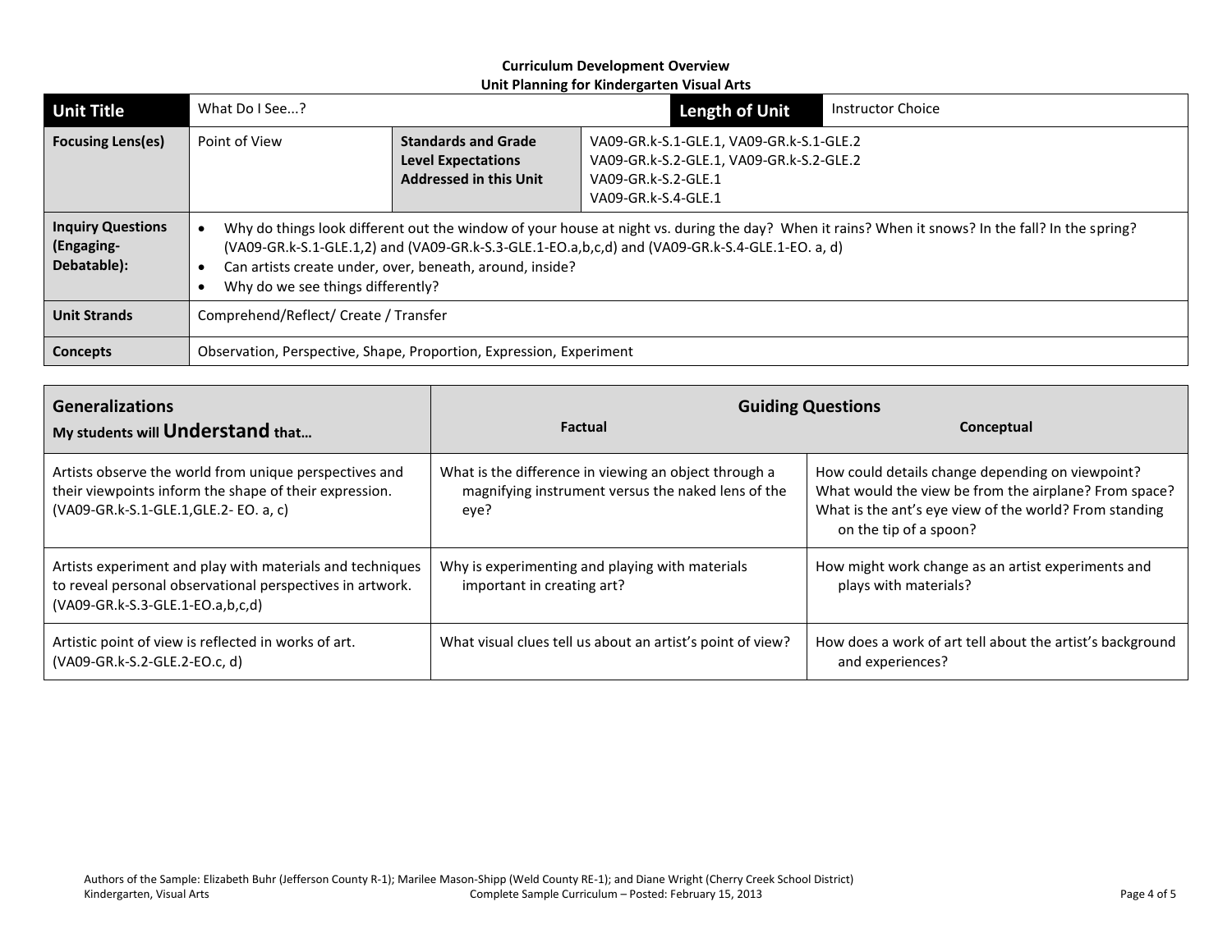**Curriculum Development Overview**
**Unit Planning for Kindergarten Visual Arts**

| **Unit Title** | What Do I See...? | | **Length of Unit** | Instructor Choice |
|---|---|---|---|---|
| **Focusing Lens(es)** | Point of View | **Standards and Grade Level Expectations Addressed in this Unit** | VA09-GR.k-S.1-GLE.1, VA09-GR.k-S.1-GLE.2<br>VA09-GR.k-S.2-GLE.1, VA09-GR.k-S.2-GLE.2<br>VA09-GR.k-S.2-GLE.1<br>VA09-GR.k-S.4-GLE.1 | |
| **Inquiry Questions (Engaging-Debatable):** | • Why do things look different out the window of your house at night vs. during the day? When it rains? When it snows? In the fall? In the spring? (VA09-GR.k-S.1-GLE.1,2) and (VA09-GR.k-S.3-GLE.1-EO.a,b,c,d) and (VA09-GR.k-S.4-GLE.1-EO. a, d)<br>• Can artists create under, over, beneath, around, inside?<br>• Why do we see things differently? | | | |
| **Unit Strands** | Comprehend/Reflect/ Create / Transfer | | | |
| **Concepts** | Observation, Perspective, Shape, Proportion, Expression, Experiment | | | |

| **Generalizations**<br>**My students will Understand that…** | **Guiding Questions**<br>**Factual** | **Conceptual** |
|---|---|---|
| Artists observe the world from unique perspectives and their viewpoints inform the shape of their expression. (VA09-GR.k-S.1-GLE.1,GLE.2- EO. a, c) | What is the difference in viewing an object through a magnifying instrument versus the naked lens of the eye? | How could details change depending on viewpoint? What would the view be from the airplane? From space? What is the ant's eye view of the world? From standing on the tip of a spoon? |
| Artists experiment and play with materials and techniques to reveal personal observational perspectives in artwork. (VA09-GR.k-S.3-GLE.1-EO.a,b,c,d) | Why is experimenting and playing with materials important in creating art? | How might work change as an artist experiments and plays with materials? |
| Artistic point of view is reflected in works of art. (VA09-GR.k-S.2-GLE.2-EO.c, d) | What visual clues tell us about an artist's point of view? | How does a work of art tell about the artist's background and experiences? |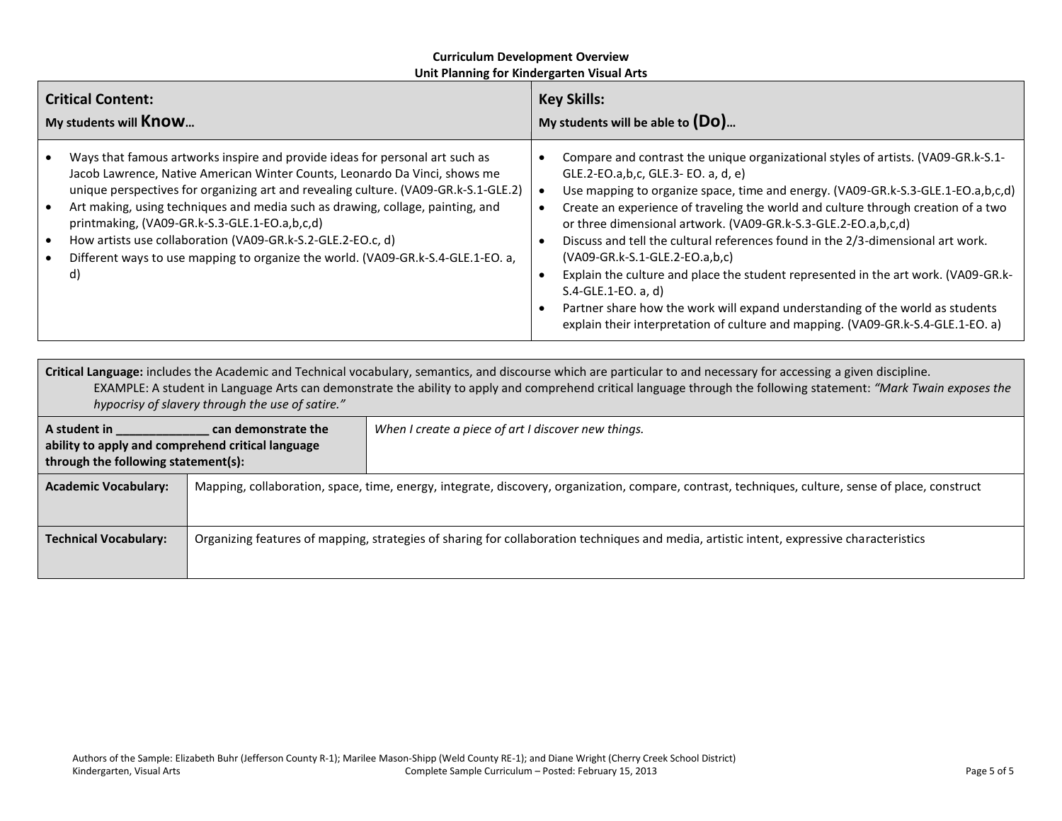**Curriculum Development Overview**
**Unit Planning for Kindergarten Visual Arts**

| **Critical Content:** My students will **Know**… | **Key Skills:** My students will be able to **(Do)**… |
|---|---|
| • Ways that famous artworks inspire and provide ideas for personal art such as Jacob Lawrence, Native American Winter Counts, Leonardo Da Vinci, shows me unique perspectives for organizing art and revealing culture. (VA09-GR.k-S.1-GLE.2)<br>• Art making, using techniques and media such as drawing, collage, painting, and printmaking, (VA09-GR.k-S.3-GLE.1-EO.a,b,c,d)<br>• How artists use collaboration (VA09-GR.k-S.2-GLE.2-EO.c, d)<br>• Different ways to use mapping to organize the world. (VA09-GR.k-S.4-GLE.1-EO. a, d) | • Compare and contrast the unique organizational styles of artists. (VA09-GR.k-S.1-GLE.2-EO.a,b,c, GLE.3- EO. a, d, e)<br>• Use mapping to organize space, time and energy. (VA09-GR.k-S.3-GLE.1-EO.a,b,c,d)<br>• Create an experience of traveling the world and culture through creation of a two or three dimensional artwork. (VA09-GR.k-S.3-GLE.2-EO.a,b,c,d)<br>• Discuss and tell the cultural references found in the 2/3-dimensional art work. (VA09-GR.k-S.1-GLE.2-EO.a,b,c)<br>• Explain the culture and place the student represented in the art work. (VA09-GR.k-S.4-GLE.1-EO. a, d)<br>• Partner share how the work will expand understanding of the world as students explain their interpretation of culture and mapping. (VA09-GR.k-S.4-GLE.1-EO. a) |

**Critical Language:** includes the Academic and Technical vocabulary, semantics, and discourse which are particular to and necessary for accessing a given discipline.
EXAMPLE: A student in Language Arts can demonstrate the ability to apply and comprehend critical language through the following statement: *"Mark Twain exposes the hypocrisy of slavery through the use of satire."*

| | |
|---|---|
| **A student in ______________ can demonstrate the ability to apply and comprehend critical language through the following statement(s):** | *When I create a piece of art I discover new things.* |
| **Academic Vocabulary:** | Mapping, collaboration, space, time, energy, integrate, discovery, organization, compare, contrast, techniques, culture, sense of place, construct |
| **Technical Vocabulary:** | Organizing features of mapping, strategies of sharing for collaboration techniques and media, artistic intent, expressive characteristics |

Authors of the Sample: Elizabeth Buhr (Jefferson County R-1); Marilee Mason-Shipp (Weld County RE-1); and Diane Wright (Cherry Creek School District)
Kindergarten, Visual Arts — Complete Sample Curriculum – Posted: February 15, 2013